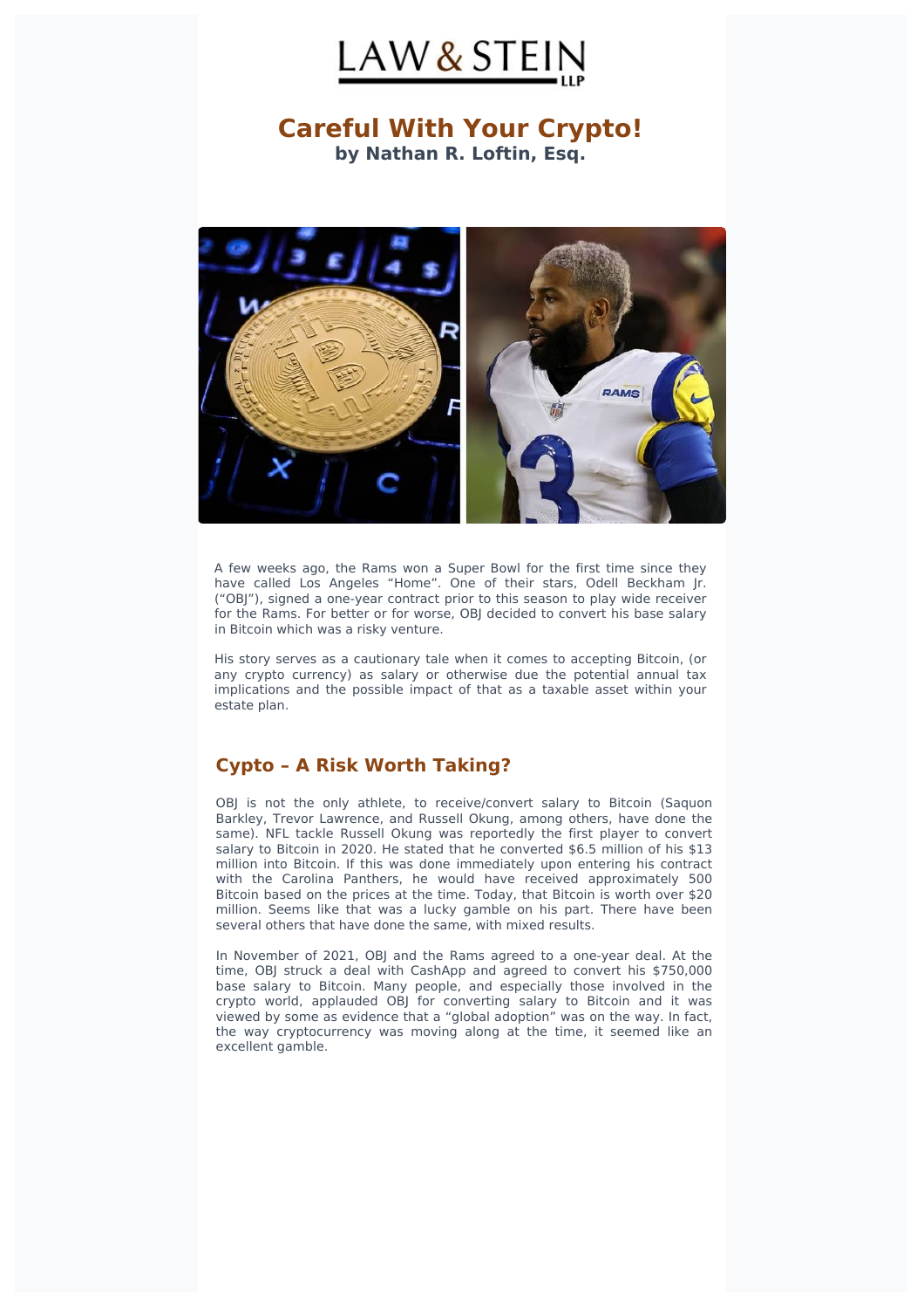# Careful With Your Crypto!

**by Nathan R. Loftin, Esq.**

A few weeks ago, the Rams won a Super Bowl for the first time since they have called Los Angeles "Home". One of their stars, Odell Beckham Jr. ("OBJ"), signed a one-year contract prior to this season to play wide receiver for the Rams. For better or for worse, OBJ decided to convert his base salary in Bitcoin which was a risky venture.

His story serves as a cautionary tale when it comes to accepting Bitcoin, (or any crypto currency) as salary or otherwise due the potential annual tax implications and the possible impact of that as a taxable asset within your estate plan.

## Cypto – A Risk Worth Taking?

OBJ is not the only athlete, to receive/convert salary to Bitcoin (Saquon Barkley, Trevor Lawrence, and Russell Okung, among others, have done the same). NFL tackle Russell Okung was reportedly the first player to convert salary to Bitcoin in 2020. He stated that he converted $6.5 million of his $13 million into Bitcoin. If this was done immediately upon entering his contract with the Carolina Panthers, he would have received approximately 500 Bitcoin based on the prices at the time. Today, that Bitcoin is worth over $20 million. Seems like that was a lucky gamble on his part. There have been several others that have done the same, with mixed results.

In November of 2021, OBJ and the Rams agreed to a one-year deal. At the time, OBJ struck a deal with CashApp and agreed to convert his $750,000 base salary to Bitcoin. Many people, and especially those involved in the crypto world, applauded OBJ for converting salary to Bitcoin and it was viewed by some as evidence that a "global adoption" was on the way. In fact, the way cryptocurrency was moving along at the time, it seemed like an excellent gamble.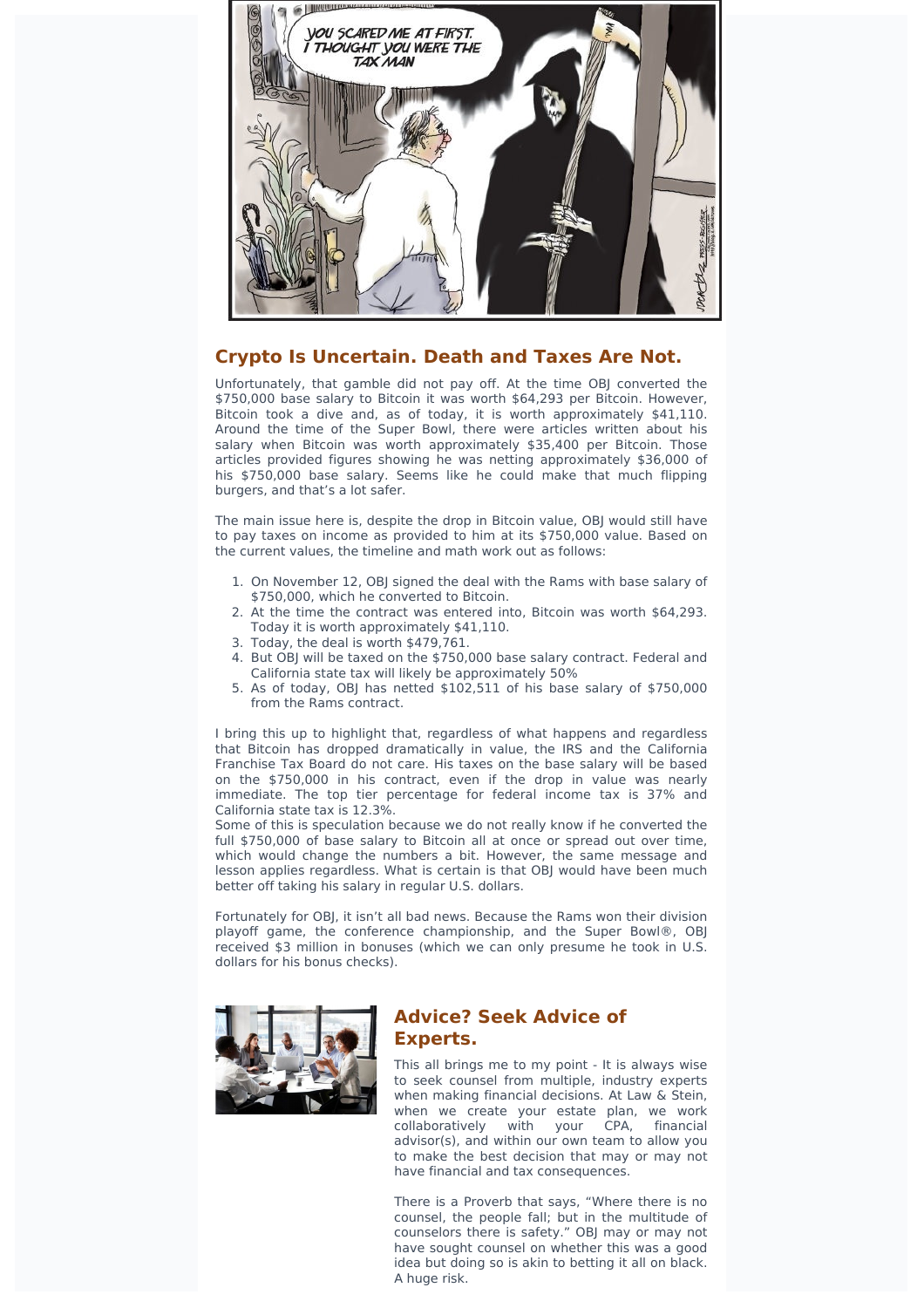## Crypto Is Uncertain. Death and Taxes Are Not.

Unfortunately, that gamble did not pay off. At the time OBJ converted the $750,000 base salary to Bitcoin it was worth $64,293 per Bitcoin. However, Bitcoin took a dive and, as of today, it is worth approximately $41,110. Around the time of the Super Bowl, there were articles written about his salary when Bitcoin was worth approximately $35,400 per Bitcoin. Those articles provided figures showing he was netting approximately $36,000 of his $750,000 base salary. Seems like he could make that much flipping burgers, and that's a lot safer.

The main issue here is, despite the drop in Bitcoin value, OBJ would still have to pay taxes on income as provided to him at its $750,000 value. Based on the current values, the timeline and math work out as follows:

1. On November 12, OBJ signed the deal with the Rams with base salary of $750,000, which he converted to Bitcoin.
2. At the time the contract was entered into, Bitcoin was worth $64,293. Today it is worth approximately $41,110.
3. Today, the deal is worth $479,761.
4. But OBJ will be taxed on the $750,000 base salary contract. Federal and California state tax will likely be approximately 50%
5. As of today, OBJ has netted $102,511 of his base salary of $750,000 from the Rams contract.

I bring this up to highlight that, regardless of what happens and regardless that Bitcoin has dropped dramatically in value, the IRS and the California Franchise Tax Board do not care. His taxes on the base salary will be based on the $750,000 in his contract, even if the drop in value was nearly immediate. The top tier percentage for federal income tax is 37% and California state tax is 12.3%.

Some of this is speculation because we do not really know if he converted the full $750,000 of base salary to Bitcoin all at once or spread out over time, which would change the numbers a bit. However, the same message and lesson applies regardless. What is certain is that OBJ would have been much better off taking his salary in regular U.S. dollars.

Fortunately for OBJ, it isn't all bad news. Because the Rams won their division playoff game, the conference championship, and the Super Bowl®, OBJ received $3 million in bonuses (which we can only presume he took in U.S. dollars for his bonus checks).

## Advice? Seek Advice of Experts.

This all brings me to my point - It is always wise to seek counsel from multiple, industry experts when making financial decisions. At Law & Stein, when we create your estate plan, we work collaboratively with your CPA, financial advisor(s), and within our own team to allow you to make the best decision that may or may not have financial and tax consequences.

There is a Proverb that says, "Where there is no counsel, the people fall; but in the multitude of counselors there is safety." OBJ may or may not have sought counsel on whether this was a good idea but doing so is akin to betting it all on black. A huge risk.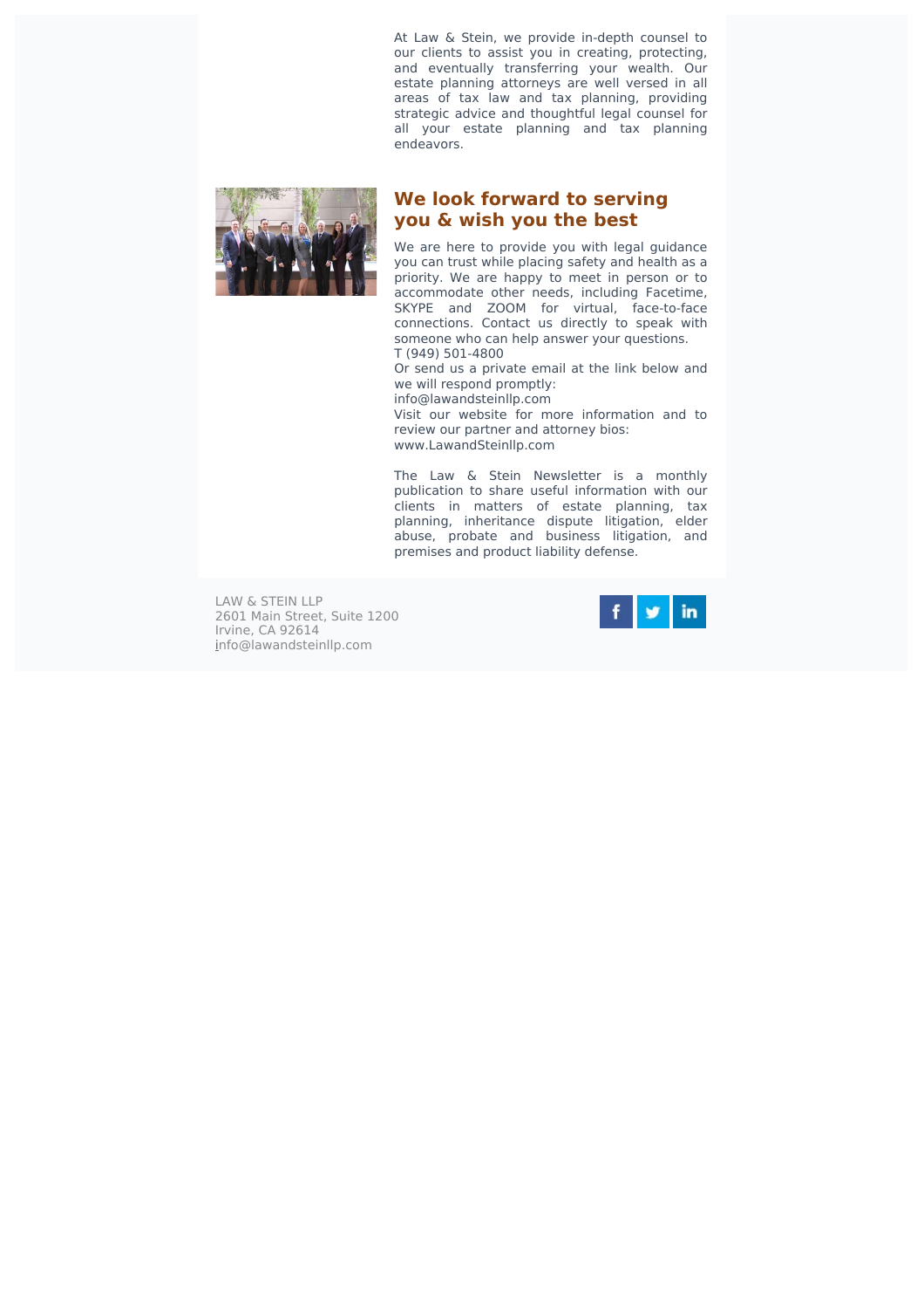At Law & Stein, we provide in-depth counsel to our clients to assist you in creating, protecting, and eventually transferring your wealth. Our estate planning attorneys are well versed in all areas of tax law and tax planning, providing strategic advice and thoughtful legal counsel for all your estate planning and tax planning endeavors.

## We look forward to serving you & wish you the best

We are here to provide you with legal guidance you can trust while placing safety and health as a priority. We are happy to meet in person or to accommodate other needs, including Facetime, SKYPE and ZOOM for virtual, face-to-face connections. Contact us directly to speak with someone who can help answer your questions.
T (949) 501-4800
Or send us a private email at the link below and we will respond promptly:
info@lawandsteinllp.com
Visit our website for more information and to review our partner and attorney bios:
www.LawandSteinllp.com

The Law & Stein Newsletter is a monthly publication to share useful information with our clients in matters of estate planning, tax planning, inheritance dispute litigation, elder abuse, probate and business litigation, and premises and product liability defense.

LAW & STEIN LLP
2601 Main Street, Suite 1200
Irvine, CA 92614
info@lawandsteinllp.com